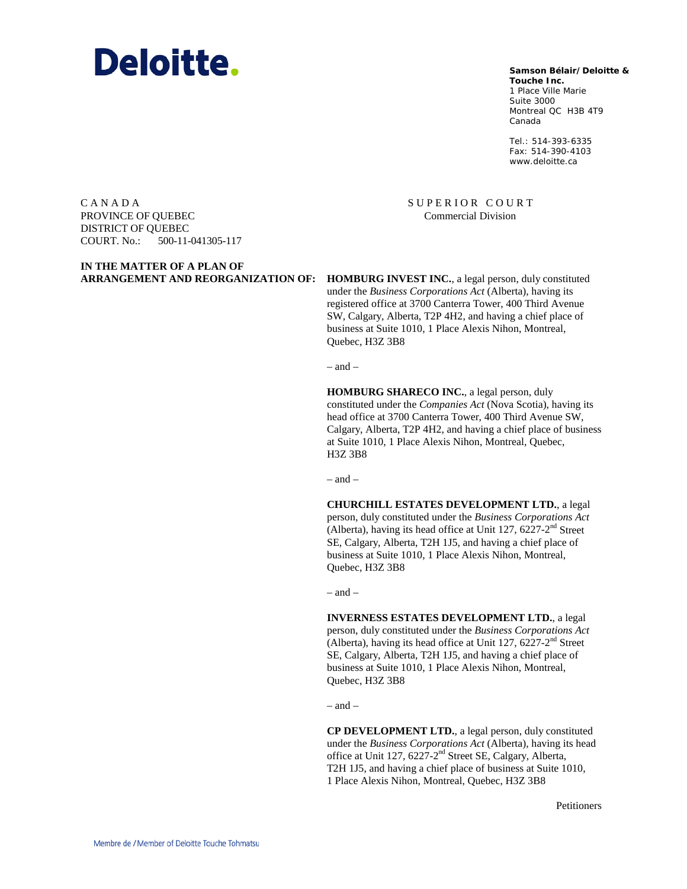# Deloitte.

**Samson Bélair/Deloitte & Touche Inc.**
1 Place Ville Marie
Suite 3000
Montreal QC H3B 4T9
Canada

Tel.: 514-393-6335
Fax: 514-390-4103
www.deloitte.ca

C A N A D A
PROVINCE OF QUEBEC
DISTRICT OF QUEBEC
COURT. No.: 500-11-041305-117

S U P E R I O R C O U R T
Commercial Division

**IN THE MATTER OF A PLAN OF ARRANGEMENT AND REORGANIZATION OF:**

**HOMBURG INVEST INC.**, a legal person, duly constituted under the *Business Corporations Act* (Alberta), having its registered office at 3700 Canterra Tower, 400 Third Avenue SW, Calgary, Alberta, T2P 4H2, and having a chief place of business at Suite 1010, 1 Place Alexis Nihon, Montreal, Quebec, H3Z 3B8

– and –

**HOMBURG SHARECO INC.**, a legal person, duly constituted under the *Companies Act* (Nova Scotia), having its head office at 3700 Canterra Tower, 400 Third Avenue SW, Calgary, Alberta, T2P 4H2, and having a chief place of business at Suite 1010, 1 Place Alexis Nihon, Montreal, Quebec, H3Z 3B8

– and –

**CHURCHILL ESTATES DEVELOPMENT LTD.**, a legal person, duly constituted under the *Business Corporations Act* (Alberta), having its head office at Unit 127, 6227-2nd Street SE, Calgary, Alberta, T2H 1J5, and having a chief place of business at Suite 1010, 1 Place Alexis Nihon, Montreal, Quebec, H3Z 3B8

– and –

**INVERNESS ESTATES DEVELOPMENT LTD.**, a legal person, duly constituted under the *Business Corporations Act* (Alberta), having its head office at Unit 127, 6227-2nd Street SE, Calgary, Alberta, T2H 1J5, and having a chief place of business at Suite 1010, 1 Place Alexis Nihon, Montreal, Quebec, H3Z 3B8

– and –

**CP DEVELOPMENT LTD.**, a legal person, duly constituted under the *Business Corporations Act* (Alberta), having its head office at Unit 127, 6227-2nd Street SE, Calgary, Alberta, T2H 1J5, and having a chief place of business at Suite 1010, 1 Place Alexis Nihon, Montreal, Quebec, H3Z 3B8

Petitioners

Membre de / Member of Deloitte Touche Tohmatsu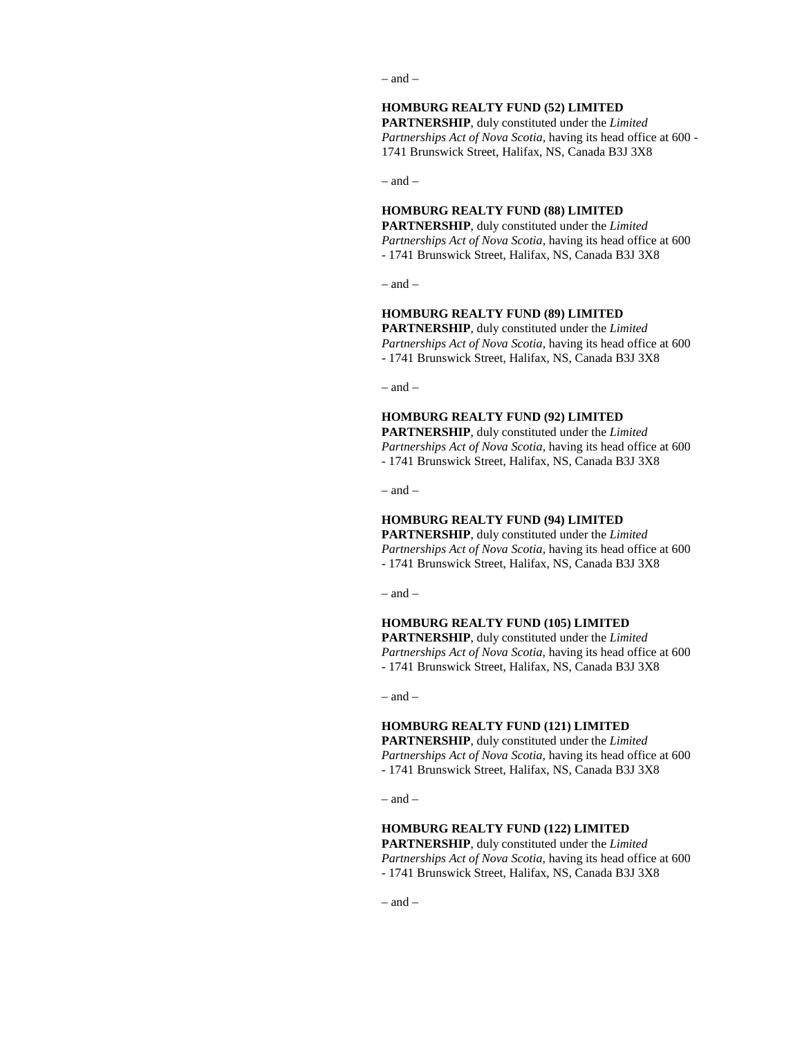– and –

**HOMBURG REALTY FUND (52) LIMITED PARTNERSHIP**, duly constituted under the *Limited Partnerships Act of Nova Scotia,* having its head office at 600 - 1741 Brunswick Street, Halifax, NS, Canada B3J 3X8

– and –

**HOMBURG REALTY FUND (88) LIMITED PARTNERSHIP**, duly constituted under the *Limited Partnerships Act of Nova Scotia,* having its head office at 600 - 1741 Brunswick Street, Halifax, NS, Canada B3J 3X8

– and –

**HOMBURG REALTY FUND (89) LIMITED PARTNERSHIP**, duly constituted under the *Limited Partnerships Act of Nova Scotia,* having its head office at 600 - 1741 Brunswick Street, Halifax, NS, Canada B3J 3X8

– and –

**HOMBURG REALTY FUND (92) LIMITED PARTNERSHIP**, duly constituted under the *Limited Partnerships Act of Nova Scotia,* having its head office at 600 - 1741 Brunswick Street, Halifax, NS, Canada B3J 3X8

– and –

**HOMBURG REALTY FUND (94) LIMITED PARTNERSHIP**, duly constituted under the *Limited Partnerships Act of Nova Scotia,* having its head office at 600 - 1741 Brunswick Street, Halifax, NS, Canada B3J 3X8

– and –

**HOMBURG REALTY FUND (105) LIMITED PARTNERSHIP**, duly constituted under the *Limited Partnerships Act of Nova Scotia,* having its head office at 600 - 1741 Brunswick Street, Halifax, NS, Canada B3J 3X8

– and –

**HOMBURG REALTY FUND (121) LIMITED PARTNERSHIP**, duly constituted under the *Limited Partnerships Act of Nova Scotia,* having its head office at 600 - 1741 Brunswick Street, Halifax, NS, Canada B3J 3X8

– and –

**HOMBURG REALTY FUND (122) LIMITED PARTNERSHIP**, duly constituted under the *Limited Partnerships Act of Nova Scotia,* having its head office at 600 - 1741 Brunswick Street, Halifax, NS, Canada B3J 3X8

– and –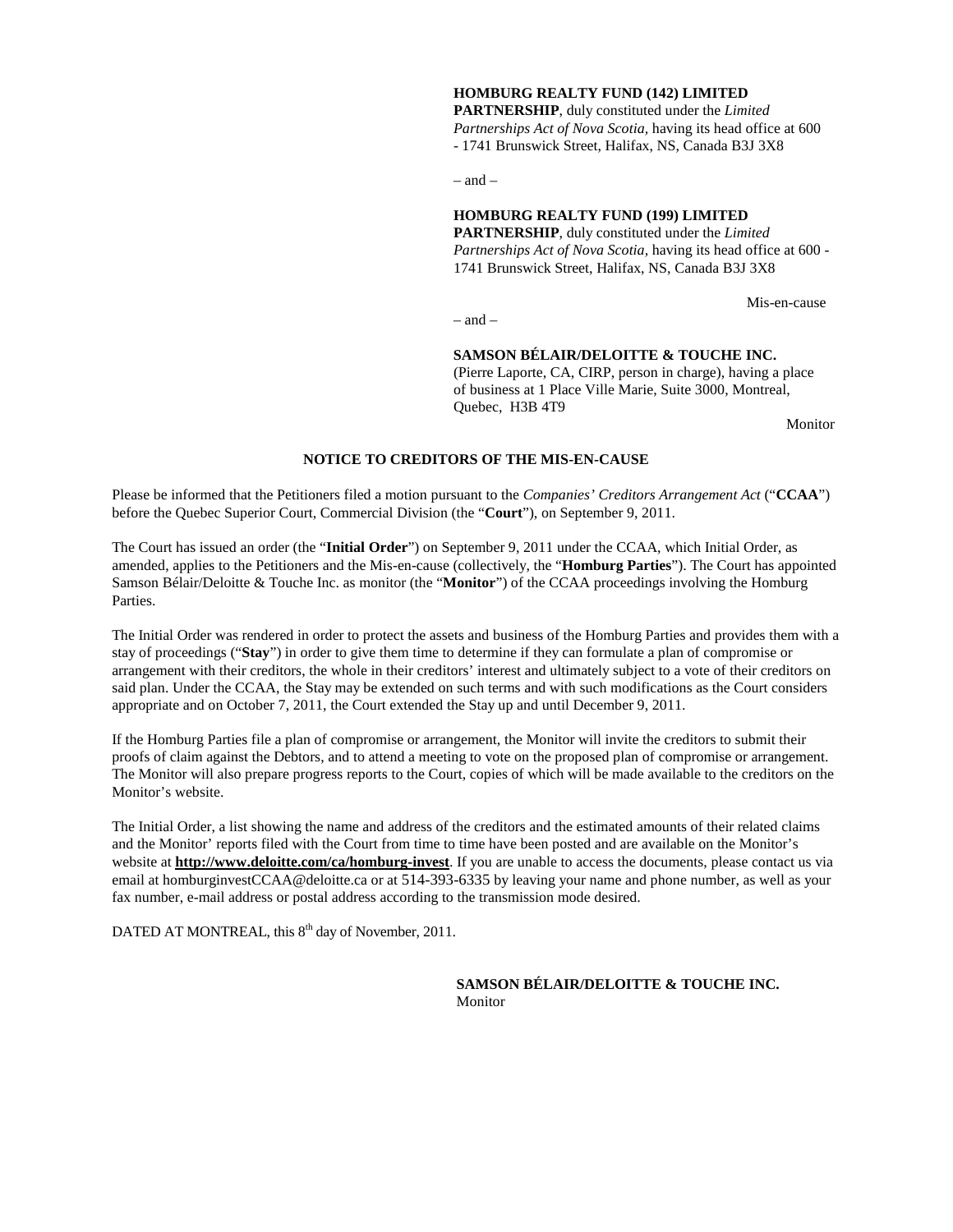**HOMBURG REALTY FUND (142) LIMITED PARTNERSHIP**, duly constituted under the *Limited Partnerships Act of Nova Scotia*, having its head office at 600 - 1741 Brunswick Street, Halifax, NS, Canada B3J 3X8

– and –

**HOMBURG REALTY FUND (199) LIMITED PARTNERSHIP**, duly constituted under the *Limited Partnerships Act of Nova Scotia*, having its head office at 600 - 1741 Brunswick Street, Halifax, NS, Canada B3J 3X8

Mis-en-cause

– and –

**SAMSON BÉLAIR/DELOITTE & TOUCHE INC.** (Pierre Laporte, CA, CIRP, person in charge), having a place of business at 1 Place Ville Marie, Suite 3000, Montreal, Quebec, H3B 4T9

Monitor

## NOTICE TO CREDITORS OF THE MIS-EN-CAUSE

Please be informed that the Petitioners filed a motion pursuant to the *Companies' Creditors Arrangement Act* ("**CCAA**") before the Quebec Superior Court, Commercial Division (the "**Court**"), on September 9, 2011.

The Court has issued an order (the "**Initial Order**") on September 9, 2011 under the CCAA, which Initial Order, as amended, applies to the Petitioners and the Mis-en-cause (collectively, the "**Homburg Parties**"). The Court has appointed Samson Bélair/Deloitte & Touche Inc. as monitor (the "**Monitor**") of the CCAA proceedings involving the Homburg Parties.

The Initial Order was rendered in order to protect the assets and business of the Homburg Parties and provides them with a stay of proceedings ("**Stay**") in order to give them time to determine if they can formulate a plan of compromise or arrangement with their creditors, the whole in their creditors' interest and ultimately subject to a vote of their creditors on said plan. Under the CCAA, the Stay may be extended on such terms and with such modifications as the Court considers appropriate and on October 7, 2011, the Court extended the Stay up and until December 9, 2011.

If the Homburg Parties file a plan of compromise or arrangement, the Monitor will invite the creditors to submit their proofs of claim against the Debtors, and to attend a meeting to vote on the proposed plan of compromise or arrangement. The Monitor will also prepare progress reports to the Court, copies of which will be made available to the creditors on the Monitor's website.

The Initial Order, a list showing the name and address of the creditors and the estimated amounts of their related claims and the Monitor' reports filed with the Court from time to time have been posted and are available on the Monitor's website at **http://www.deloitte.com/ca/homburg-invest**. If you are unable to access the documents, please contact us via email at homburginvestCCAA@deloitte.ca or at 514-393-6335 by leaving your name and phone number, as well as your fax number, e-mail address or postal address according to the transmission mode desired.

DATED AT MONTREAL, this 8th day of November, 2011.

**SAMSON BÉLAIR/DELOITTE & TOUCHE INC.**
Monitor